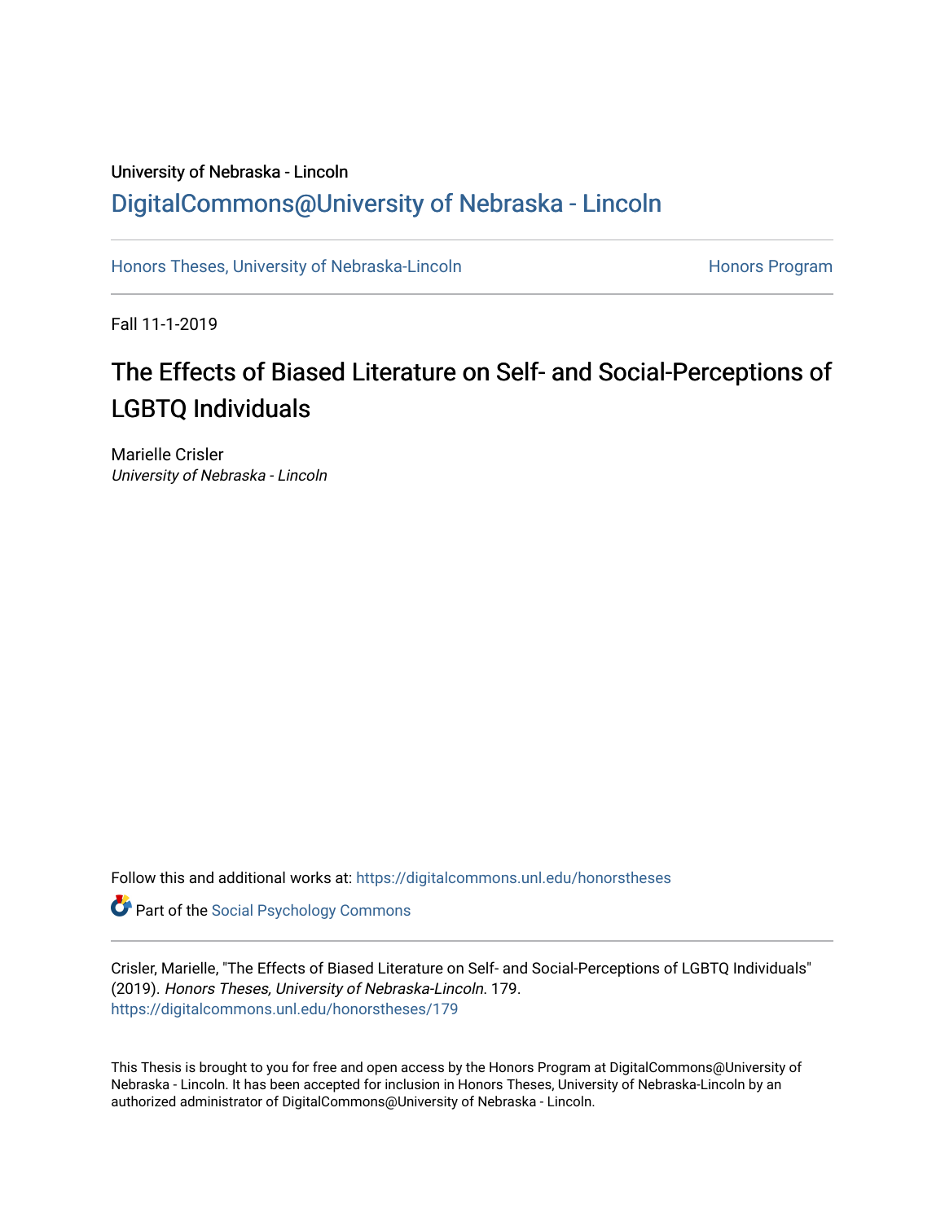University of Nebraska - Lincoln

DigitalCommons@University of Nebraska - Lincoln

Honors Theses, University of Nebraska-Lincoln

Honors Program

Fall 11-1-2019

# The Effects of Biased Literature on Self- and Social-Perceptions of LGBTQ Individuals

Marielle Crisler
*University of Nebraska - Lincoln*

Follow this and additional works at: https://digitalcommons.unl.edu/honorstheses

Part of the Social Psychology Commons

Crisler, Marielle, "The Effects of Biased Literature on Self- and Social-Perceptions of LGBTQ Individuals" (2019). *Honors Theses, University of Nebraska-Lincoln*. 179.
https://digitalcommons.unl.edu/honorstheses/179

This Thesis is brought to you for free and open access by the Honors Program at DigitalCommons@University of Nebraska - Lincoln. It has been accepted for inclusion in Honors Theses, University of Nebraska-Lincoln by an authorized administrator of DigitalCommons@University of Nebraska - Lincoln.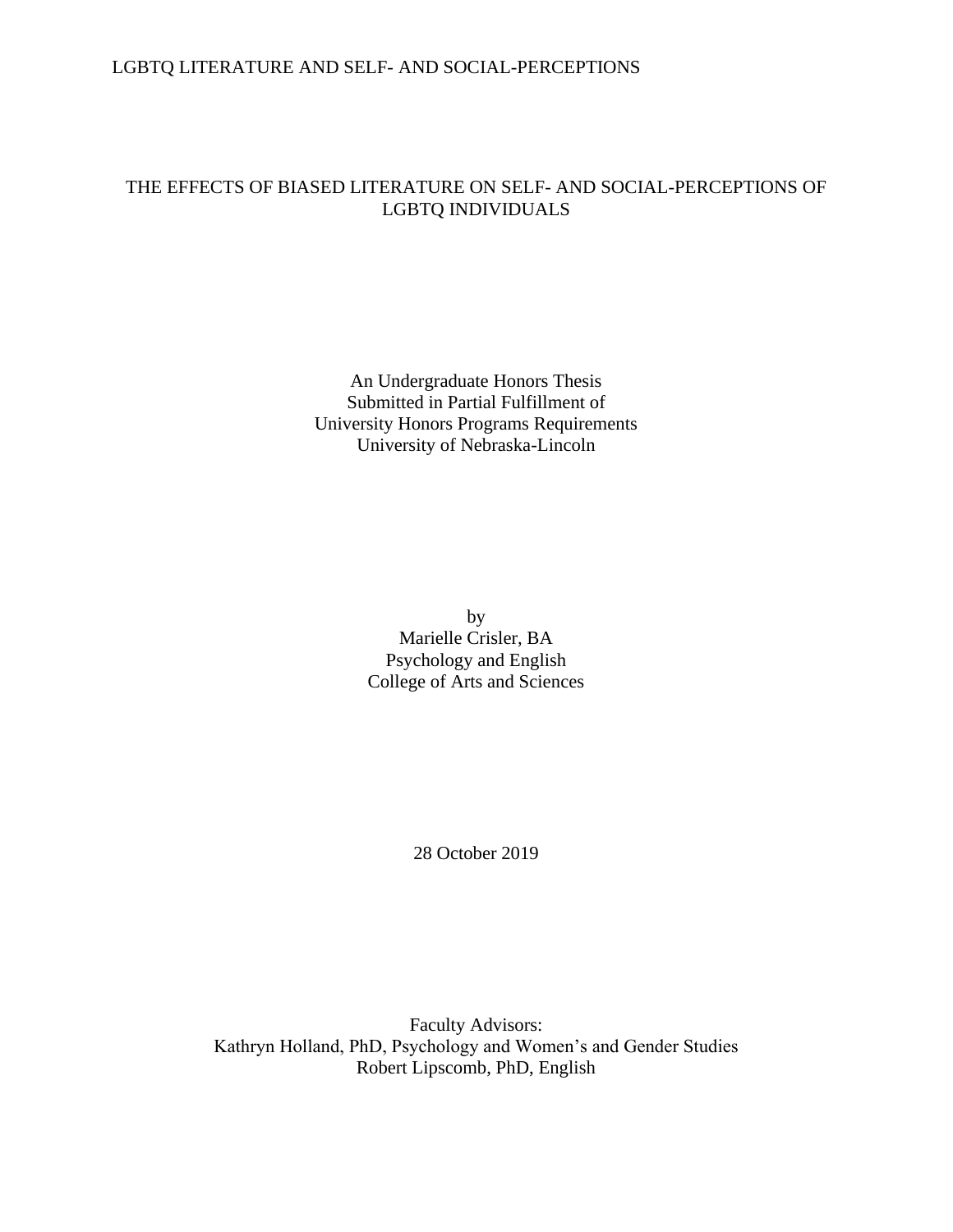# THE EFFECTS OF BIASED LITERATURE ON SELF- AND SOCIAL-PERCEPTIONS OF LGBTQ INDIVIDUALS

An Undergraduate Honors Thesis
Submitted in Partial Fulfillment of
University Honors Programs Requirements
University of Nebraska-Lincoln

by
Marielle Crisler, BA
Psychology and English
College of Arts and Sciences

28 October 2019

Faculty Advisors:
Kathryn Holland, PhD, Psychology and Women's and Gender Studies
Robert Lipscomb, PhD, English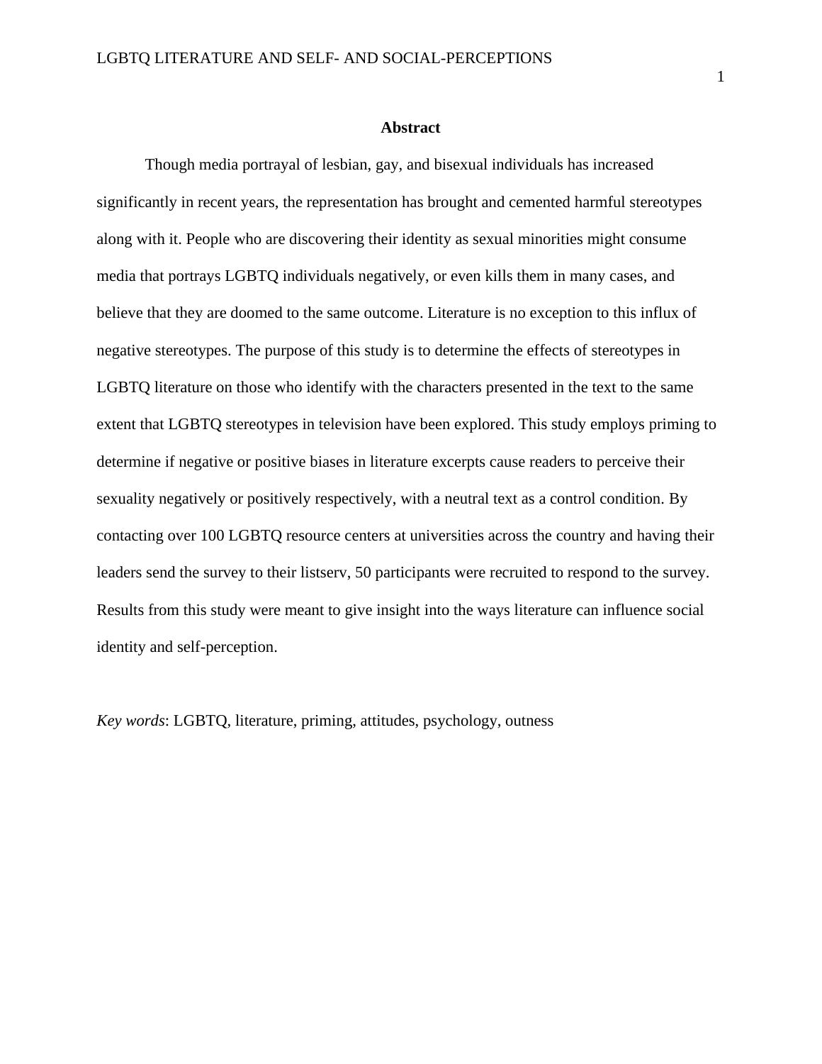## Abstract

Though media portrayal of lesbian, gay, and bisexual individuals has increased significantly in recent years, the representation has brought and cemented harmful stereotypes along with it. People who are discovering their identity as sexual minorities might consume media that portrays LGBTQ individuals negatively, or even kills them in many cases, and believe that they are doomed to the same outcome. Literature is no exception to this influx of negative stereotypes. The purpose of this study is to determine the effects of stereotypes in LGBTQ literature on those who identify with the characters presented in the text to the same extent that LGBTQ stereotypes in television have been explored. This study employs priming to determine if negative or positive biases in literature excerpts cause readers to perceive their sexuality negatively or positively respectively, with a neutral text as a control condition. By contacting over 100 LGBTQ resource centers at universities across the country and having their leaders send the survey to their listserv, 50 participants were recruited to respond to the survey. Results from this study were meant to give insight into the ways literature can influence social identity and self-perception.

*Key words*: LGBTQ, literature, priming, attitudes, psychology, outness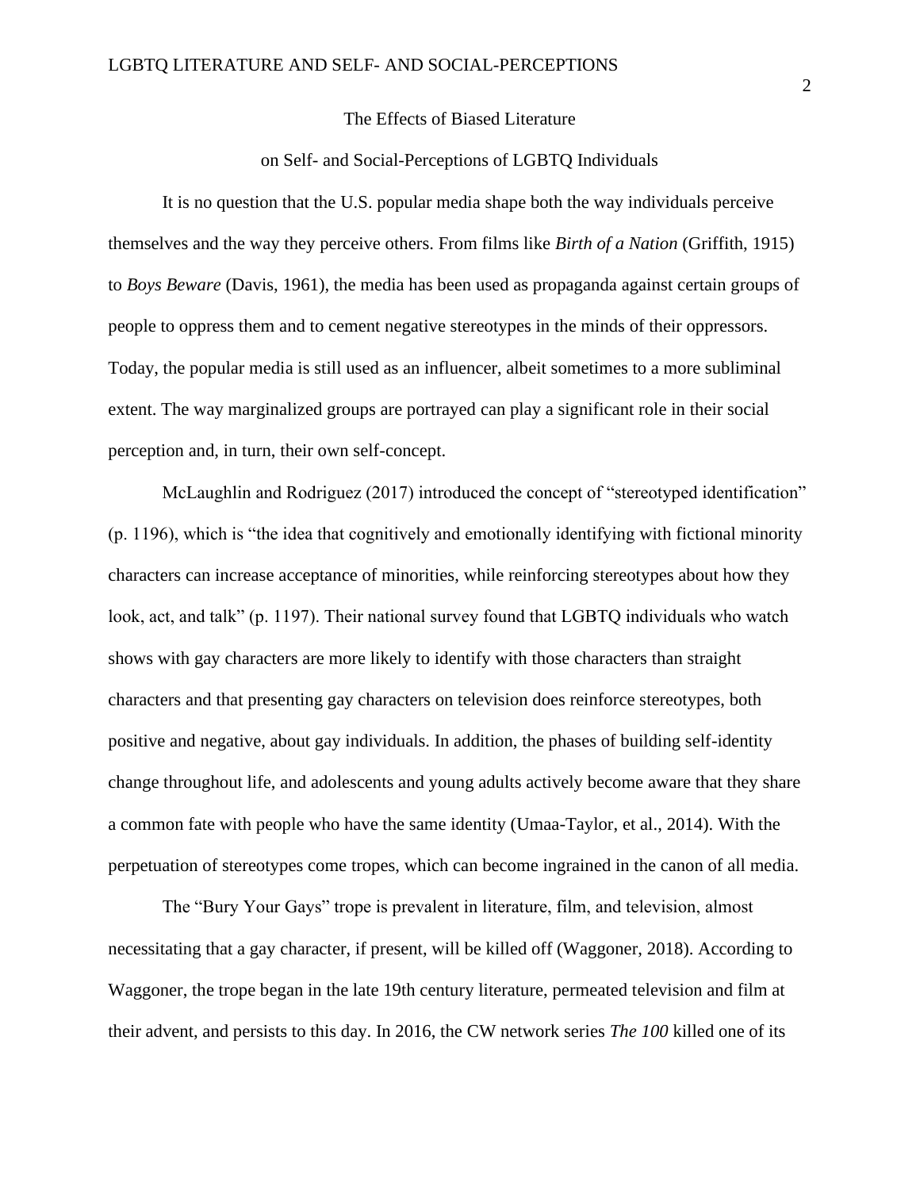The Effects of Biased Literature

on Self- and Social-Perceptions of LGBTQ Individuals

It is no question that the U.S. popular media shape both the way individuals perceive themselves and the way they perceive others. From films like *Birth of a Nation* (Griffith, 1915) to *Boys Beware* (Davis, 1961), the media has been used as propaganda against certain groups of people to oppress them and to cement negative stereotypes in the minds of their oppressors. Today, the popular media is still used as an influencer, albeit sometimes to a more subliminal extent. The way marginalized groups are portrayed can play a significant role in their social perception and, in turn, their own self-concept.

McLaughlin and Rodriguez (2017) introduced the concept of "stereotyped identification" (p. 1196), which is "the idea that cognitively and emotionally identifying with fictional minority characters can increase acceptance of minorities, while reinforcing stereotypes about how they look, act, and talk" (p. 1197). Their national survey found that LGBTQ individuals who watch shows with gay characters are more likely to identify with those characters than straight characters and that presenting gay characters on television does reinforce stereotypes, both positive and negative, about gay individuals. In addition, the phases of building self-identity change throughout life, and adolescents and young adults actively become aware that they share a common fate with people who have the same identity (Umaa-Taylor, et al., 2014). With the perpetuation of stereotypes come tropes, which can become ingrained in the canon of all media.

The "Bury Your Gays" trope is prevalent in literature, film, and television, almost necessitating that a gay character, if present, will be killed off (Waggoner, 2018). According to Waggoner, the trope began in the late 19th century literature, permeated television and film at their advent, and persists to this day. In 2016, the CW network series *The 100* killed one of its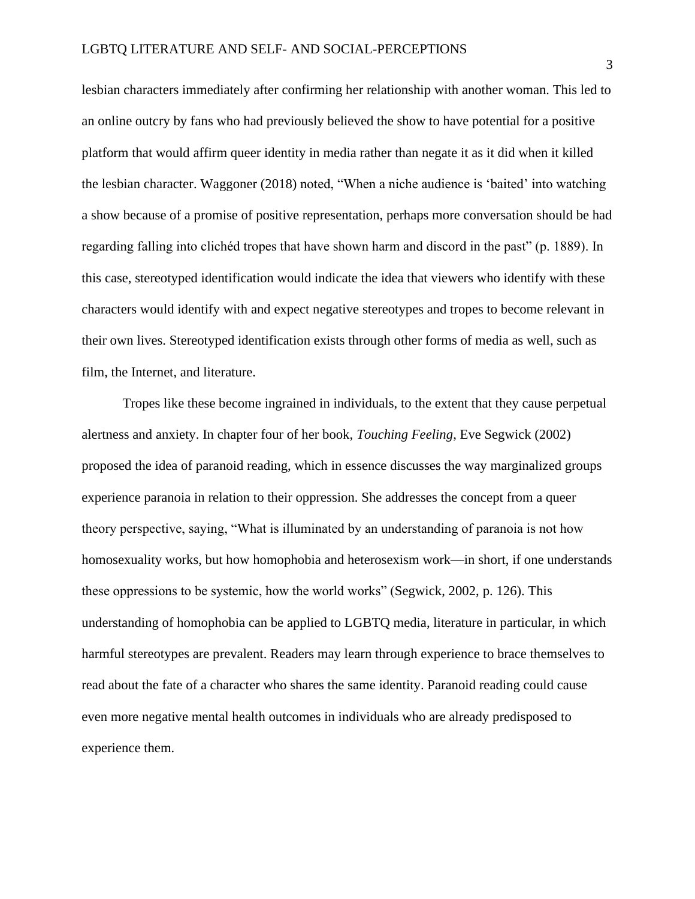lesbian characters immediately after confirming her relationship with another woman. This led to an online outcry by fans who had previously believed the show to have potential for a positive platform that would affirm queer identity in media rather than negate it as it did when it killed the lesbian character. Waggoner (2018) noted, “When a niche audience is ‘baited’ into watching a show because of a promise of positive representation, perhaps more conversation should be had regarding falling into clichéd tropes that have shown harm and discord in the past” (p. 1889). In this case, stereotyped identification would indicate the idea that viewers who identify with these characters would identify with and expect negative stereotypes and tropes to become relevant in their own lives. Stereotyped identification exists through other forms of media as well, such as film, the Internet, and literature.

Tropes like these become ingrained in individuals, to the extent that they cause perpetual alertness and anxiety. In chapter four of her book, *Touching Feeling*, Eve Segwick (2002) proposed the idea of paranoid reading, which in essence discusses the way marginalized groups experience paranoia in relation to their oppression. She addresses the concept from a queer theory perspective, saying, “What is illuminated by an understanding of paranoia is not how homosexuality works, but how homophobia and heterosexism work—in short, if one understands these oppressions to be systemic, how the world works” (Segwick, 2002, p. 126). This understanding of homophobia can be applied to LGBTQ media, literature in particular, in which harmful stereotypes are prevalent. Readers may learn through experience to brace themselves to read about the fate of a character who shares the same identity. Paranoid reading could cause even more negative mental health outcomes in individuals who are already predisposed to experience them.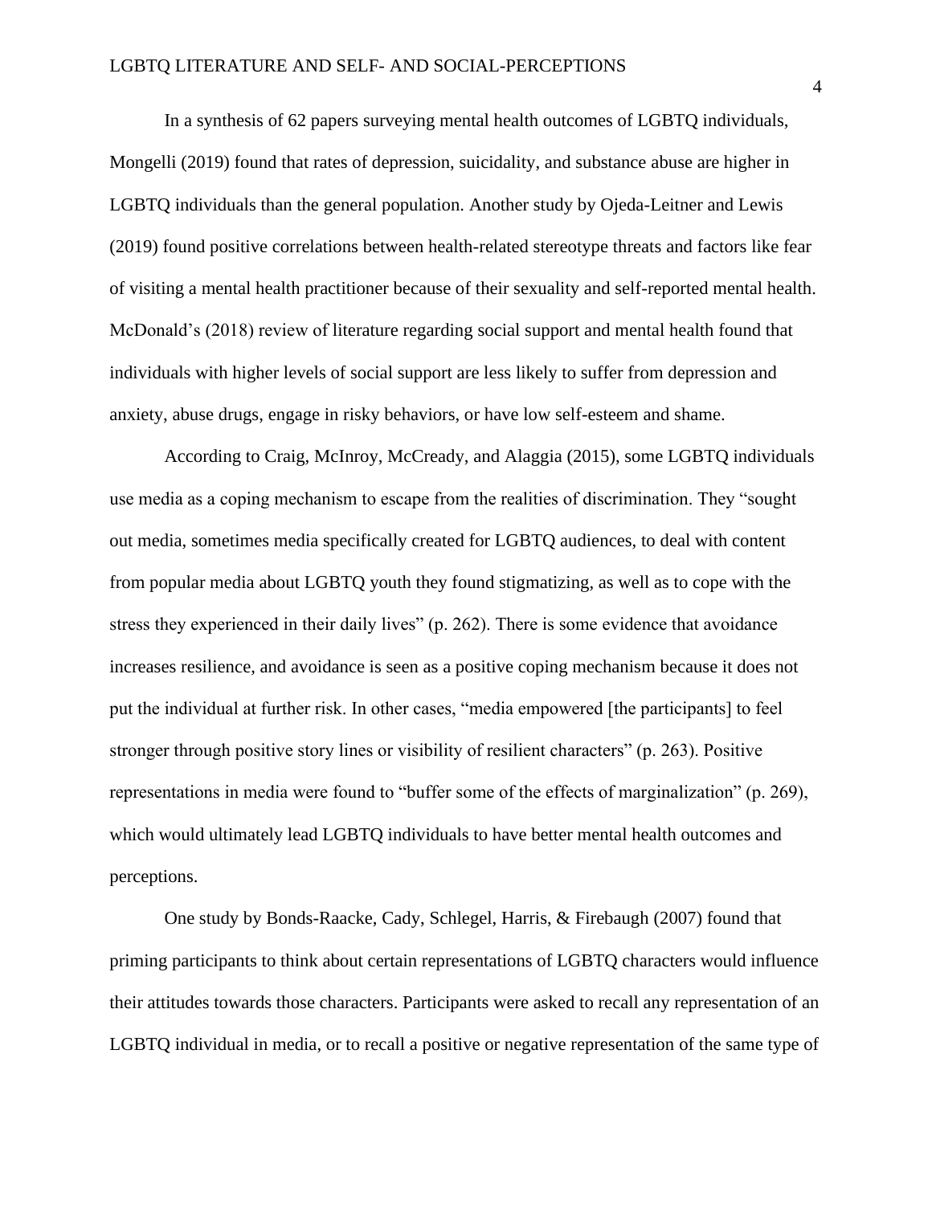In a synthesis of 62 papers surveying mental health outcomes of LGBTQ individuals, Mongelli (2019) found that rates of depression, suicidality, and substance abuse are higher in LGBTQ individuals than the general population. Another study by Ojeda-Leitner and Lewis (2019) found positive correlations between health-related stereotype threats and factors like fear of visiting a mental health practitioner because of their sexuality and self-reported mental health. McDonald's (2018) review of literature regarding social support and mental health found that individuals with higher levels of social support are less likely to suffer from depression and anxiety, abuse drugs, engage in risky behaviors, or have low self-esteem and shame.

According to Craig, McInroy, McCready, and Alaggia (2015), some LGBTQ individuals use media as a coping mechanism to escape from the realities of discrimination. They "sought out media, sometimes media specifically created for LGBTQ audiences, to deal with content from popular media about LGBTQ youth they found stigmatizing, as well as to cope with the stress they experienced in their daily lives" (p. 262). There is some evidence that avoidance increases resilience, and avoidance is seen as a positive coping mechanism because it does not put the individual at further risk. In other cases, "media empowered [the participants] to feel stronger through positive story lines or visibility of resilient characters" (p. 263). Positive representations in media were found to "buffer some of the effects of marginalization" (p. 269), which would ultimately lead LGBTQ individuals to have better mental health outcomes and perceptions.

One study by Bonds-Raacke, Cady, Schlegel, Harris, & Firebaugh (2007) found that priming participants to think about certain representations of LGBTQ characters would influence their attitudes towards those characters. Participants were asked to recall any representation of an LGBTQ individual in media, or to recall a positive or negative representation of the same type of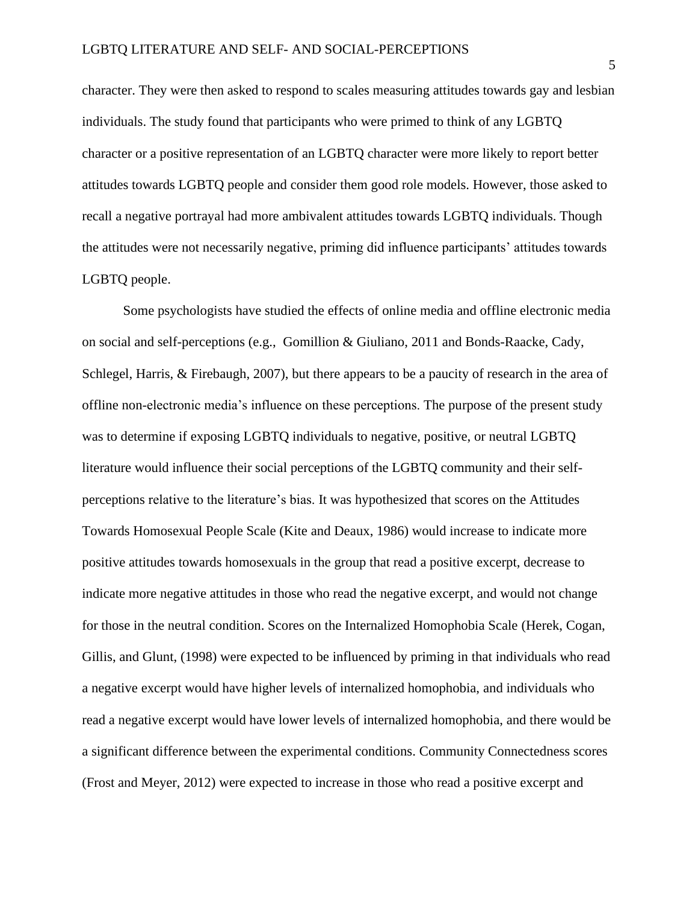character. They were then asked to respond to scales measuring attitudes towards gay and lesbian individuals. The study found that participants who were primed to think of any LGBTQ character or a positive representation of an LGBTQ character were more likely to report better attitudes towards LGBTQ people and consider them good role models. However, those asked to recall a negative portrayal had more ambivalent attitudes towards LGBTQ individuals. Though the attitudes were not necessarily negative, priming did influence participants' attitudes towards LGBTQ people.

Some psychologists have studied the effects of online media and offline electronic media on social and self-perceptions (e.g., Gomillion & Giuliano, 2011 and Bonds-Raacke, Cady, Schlegel, Harris, & Firebaugh, 2007), but there appears to be a paucity of research in the area of offline non-electronic media's influence on these perceptions. The purpose of the present study was to determine if exposing LGBTQ individuals to negative, positive, or neutral LGBTQ literature would influence their social perceptions of the LGBTQ community and their self-perceptions relative to the literature's bias. It was hypothesized that scores on the Attitudes Towards Homosexual People Scale (Kite and Deaux, 1986) would increase to indicate more positive attitudes towards homosexuals in the group that read a positive excerpt, decrease to indicate more negative attitudes in those who read the negative excerpt, and would not change for those in the neutral condition. Scores on the Internalized Homophobia Scale (Herek, Cogan, Gillis, and Glunt, (1998) were expected to be influenced by priming in that individuals who read a negative excerpt would have higher levels of internalized homophobia, and individuals who read a negative excerpt would have lower levels of internalized homophobia, and there would be a significant difference between the experimental conditions. Community Connectedness scores (Frost and Meyer, 2012) were expected to increase in those who read a positive excerpt and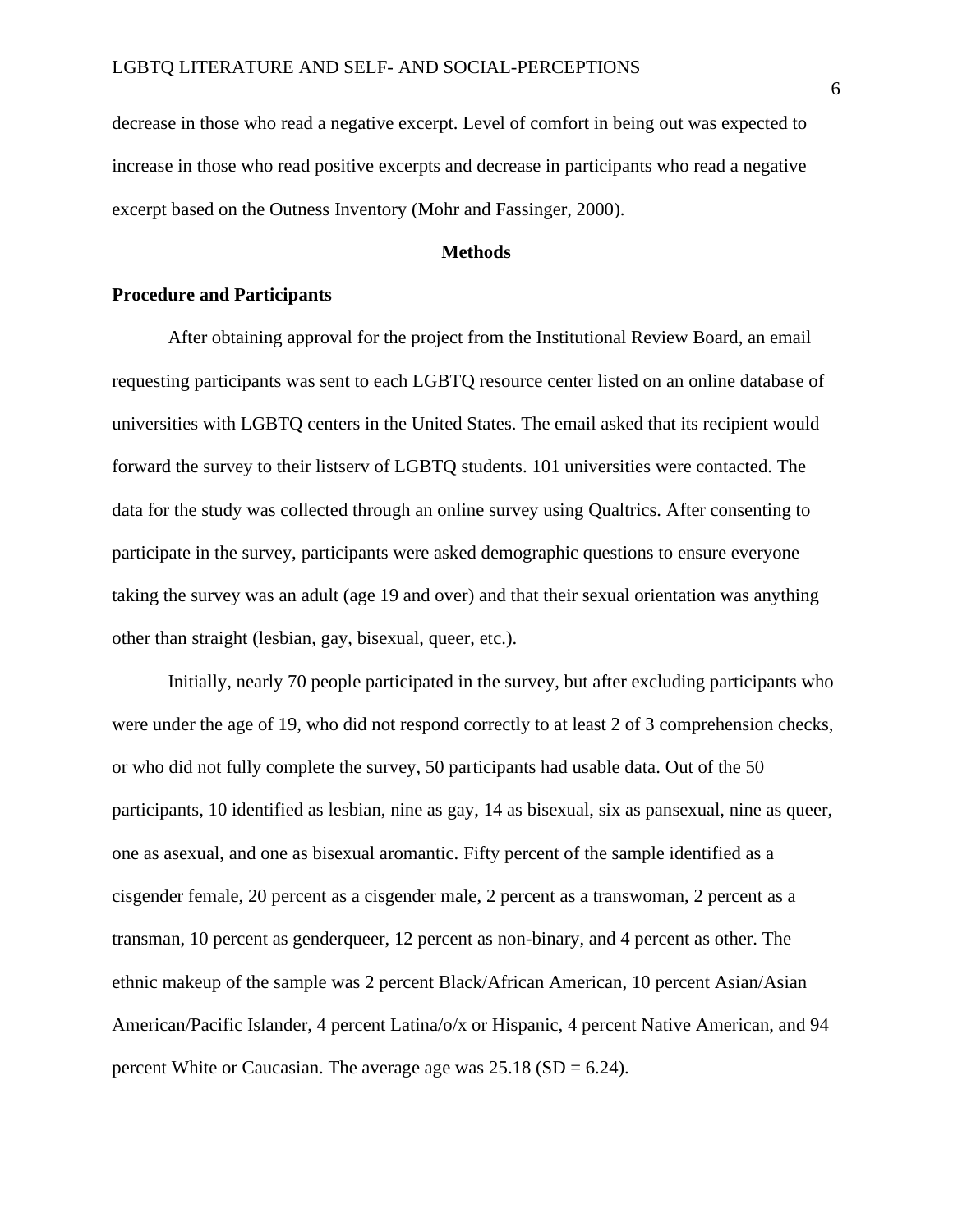decrease in those who read a negative excerpt. Level of comfort in being out was expected to increase in those who read positive excerpts and decrease in participants who read a negative excerpt based on the Outness Inventory (Mohr and Fassinger, 2000).

## Methods

### Procedure and Participants

After obtaining approval for the project from the Institutional Review Board, an email requesting participants was sent to each LGBTQ resource center listed on an online database of universities with LGBTQ centers in the United States. The email asked that its recipient would forward the survey to their listserv of LGBTQ students. 101 universities were contacted. The data for the study was collected through an online survey using Qualtrics. After consenting to participate in the survey, participants were asked demographic questions to ensure everyone taking the survey was an adult (age 19 and over) and that their sexual orientation was anything other than straight (lesbian, gay, bisexual, queer, etc.).

Initially, nearly 70 people participated in the survey, but after excluding participants who were under the age of 19, who did not respond correctly to at least 2 of 3 comprehension checks, or who did not fully complete the survey, 50 participants had usable data. Out of the 50 participants, 10 identified as lesbian, nine as gay, 14 as bisexual, six as pansexual, nine as queer, one as asexual, and one as bisexual aromantic. Fifty percent of the sample identified as a cisgender female, 20 percent as a cisgender male, 2 percent as a transwoman, 2 percent as a transman, 10 percent as genderqueer, 12 percent as non-binary, and 4 percent as other. The ethnic makeup of the sample was 2 percent Black/African American, 10 percent Asian/Asian American/Pacific Islander, 4 percent Latina/o/x or Hispanic, 4 percent Native American, and 94 percent White or Caucasian. The average age was 25.18 (SD = 6.24).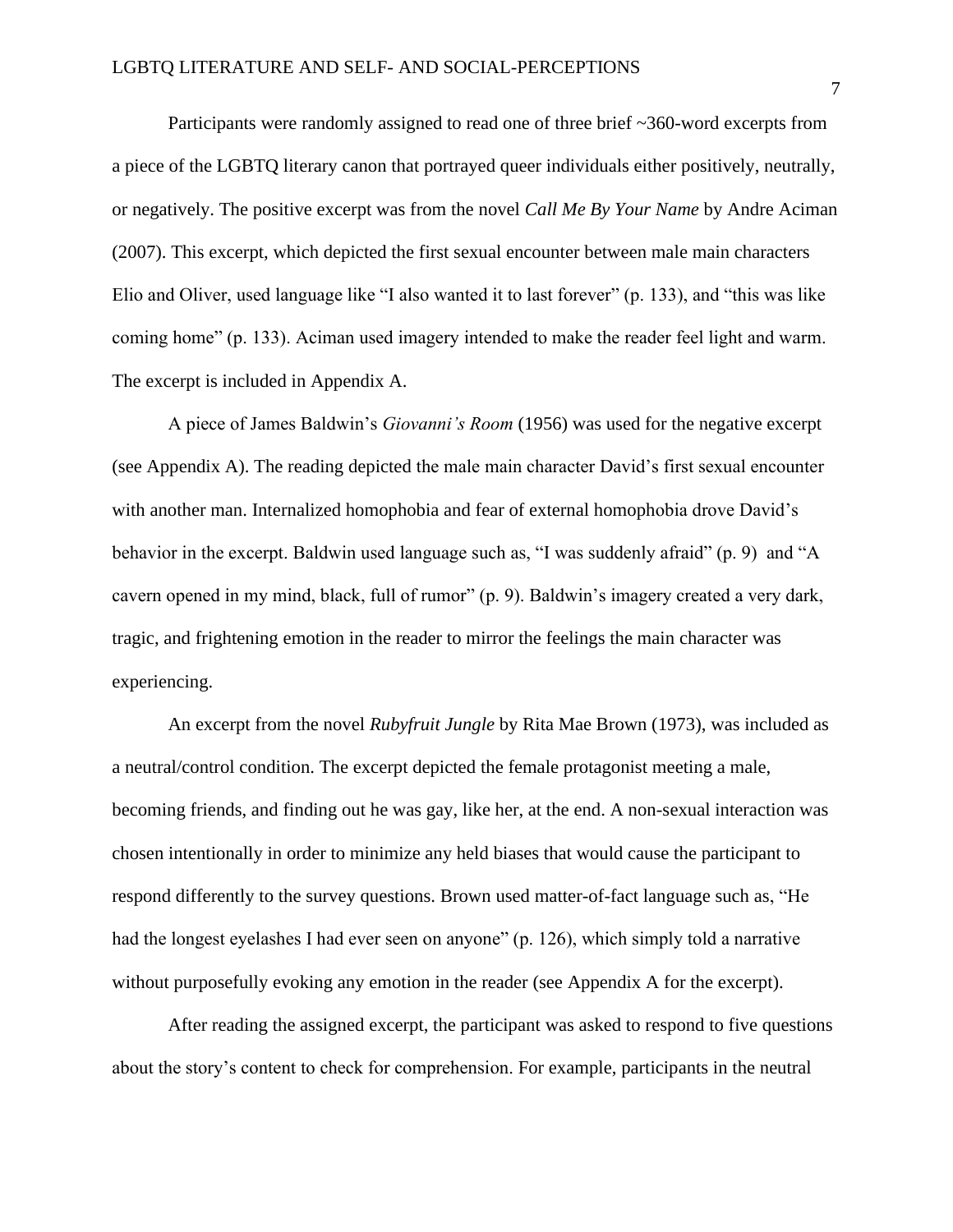Participants were randomly assigned to read one of three brief ~360-word excerpts from a piece of the LGBTQ literary canon that portrayed queer individuals either positively, neutrally, or negatively. The positive excerpt was from the novel *Call Me By Your Name* by Andre Aciman (2007). This excerpt, which depicted the first sexual encounter between male main characters Elio and Oliver, used language like "I also wanted it to last forever" (p. 133), and "this was like coming home" (p. 133). Aciman used imagery intended to make the reader feel light and warm. The excerpt is included in Appendix A.

A piece of James Baldwin's *Giovanni's Room* (1956) was used for the negative excerpt (see Appendix A). The reading depicted the male main character David's first sexual encounter with another man. Internalized homophobia and fear of external homophobia drove David's behavior in the excerpt. Baldwin used language such as, "I was suddenly afraid" (p. 9) and "A cavern opened in my mind, black, full of rumor" (p. 9). Baldwin's imagery created a very dark, tragic, and frightening emotion in the reader to mirror the feelings the main character was experiencing.

An excerpt from the novel *Rubyfruit Jungle* by Rita Mae Brown (1973), was included as a neutral/control condition. The excerpt depicted the female protagonist meeting a male, becoming friends, and finding out he was gay, like her, at the end. A non-sexual interaction was chosen intentionally in order to minimize any held biases that would cause the participant to respond differently to the survey questions. Brown used matter-of-fact language such as, "He had the longest eyelashes I had ever seen on anyone" (p. 126), which simply told a narrative without purposefully evoking any emotion in the reader (see Appendix A for the excerpt).

After reading the assigned excerpt, the participant was asked to respond to five questions about the story's content to check for comprehension. For example, participants in the neutral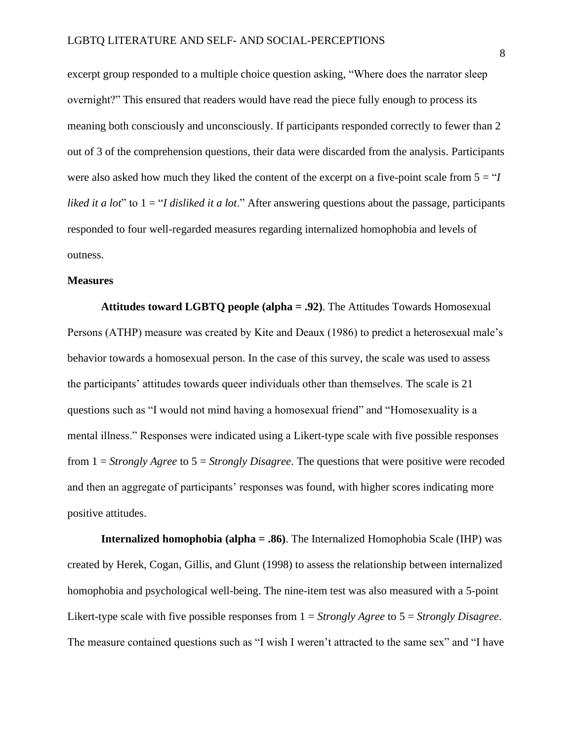excerpt group responded to a multiple choice question asking, "Where does the narrator sleep overnight?" This ensured that readers would have read the piece fully enough to process its meaning both consciously and unconsciously. If participants responded correctly to fewer than 2 out of 3 of the comprehension questions, their data were discarded from the analysis. Participants were also asked how much they liked the content of the excerpt on a five-point scale from 5 = "*I liked it a lot*" to 1 = "*I disliked it a lot*." After answering questions about the passage, participants responded to four well-regarded measures regarding internalized homophobia and levels of outness.

### Measures

**Attitudes toward LGBTQ people (alpha = .92)**. The Attitudes Towards Homosexual Persons (ATHP) measure was created by Kite and Deaux (1986) to predict a heterosexual male's behavior towards a homosexual person. In the case of this survey, the scale was used to assess the participants' attitudes towards queer individuals other than themselves. The scale is 21 questions such as "I would not mind having a homosexual friend" and "Homosexuality is a mental illness." Responses were indicated using a Likert-type scale with five possible responses from 1 = *Strongly Agree* to 5 = *Strongly Disagree*. The questions that were positive were recoded and then an aggregate of participants' responses was found, with higher scores indicating more positive attitudes.

**Internalized homophobia (alpha = .86)**. The Internalized Homophobia Scale (IHP) was created by Herek, Cogan, Gillis, and Glunt (1998) to assess the relationship between internalized homophobia and psychological well-being. The nine-item test was also measured with a 5-point Likert-type scale with five possible responses from 1 = *Strongly Agree* to 5 = *Strongly Disagree*. The measure contained questions such as "I wish I weren't attracted to the same sex" and "I have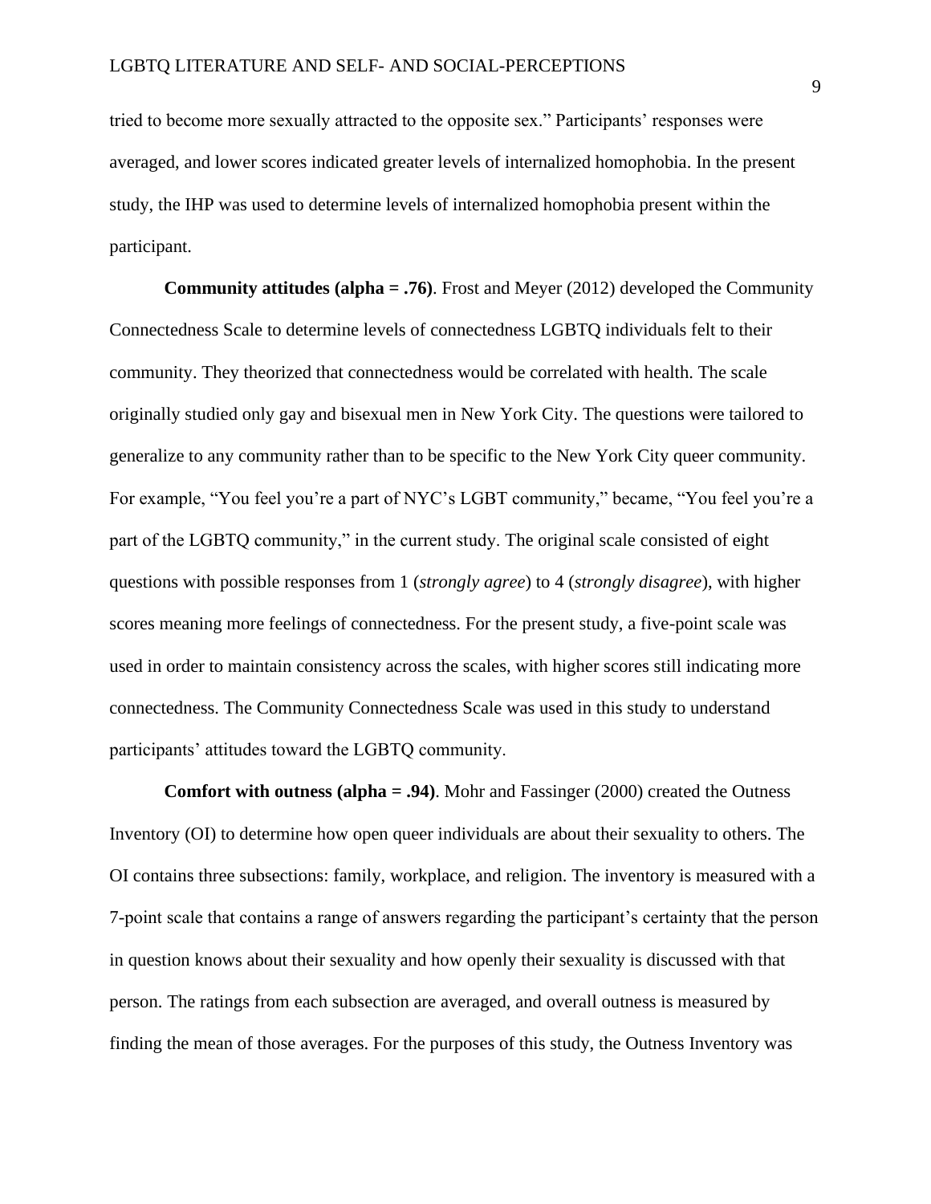tried to become more sexually attracted to the opposite sex." Participants' responses were averaged, and lower scores indicated greater levels of internalized homophobia. In the present study, the IHP was used to determine levels of internalized homophobia present within the participant.

**Community attitudes (alpha = .76)**. Frost and Meyer (2012) developed the Community Connectedness Scale to determine levels of connectedness LGBTQ individuals felt to their community. They theorized that connectedness would be correlated with health. The scale originally studied only gay and bisexual men in New York City. The questions were tailored to generalize to any community rather than to be specific to the New York City queer community. For example, "You feel you're a part of NYC's LGBT community," became, "You feel you're a part of the LGBTQ community," in the current study. The original scale consisted of eight questions with possible responses from 1 (*strongly agree*) to 4 (*strongly disagree*), with higher scores meaning more feelings of connectedness. For the present study, a five-point scale was used in order to maintain consistency across the scales, with higher scores still indicating more connectedness. The Community Connectedness Scale was used in this study to understand participants' attitudes toward the LGBTQ community.

**Comfort with outness (alpha = .94)**. Mohr and Fassinger (2000) created the Outness Inventory (OI) to determine how open queer individuals are about their sexuality to others. The OI contains three subsections: family, workplace, and religion. The inventory is measured with a 7-point scale that contains a range of answers regarding the participant's certainty that the person in question knows about their sexuality and how openly their sexuality is discussed with that person. The ratings from each subsection are averaged, and overall outness is measured by finding the mean of those averages. For the purposes of this study, the Outness Inventory was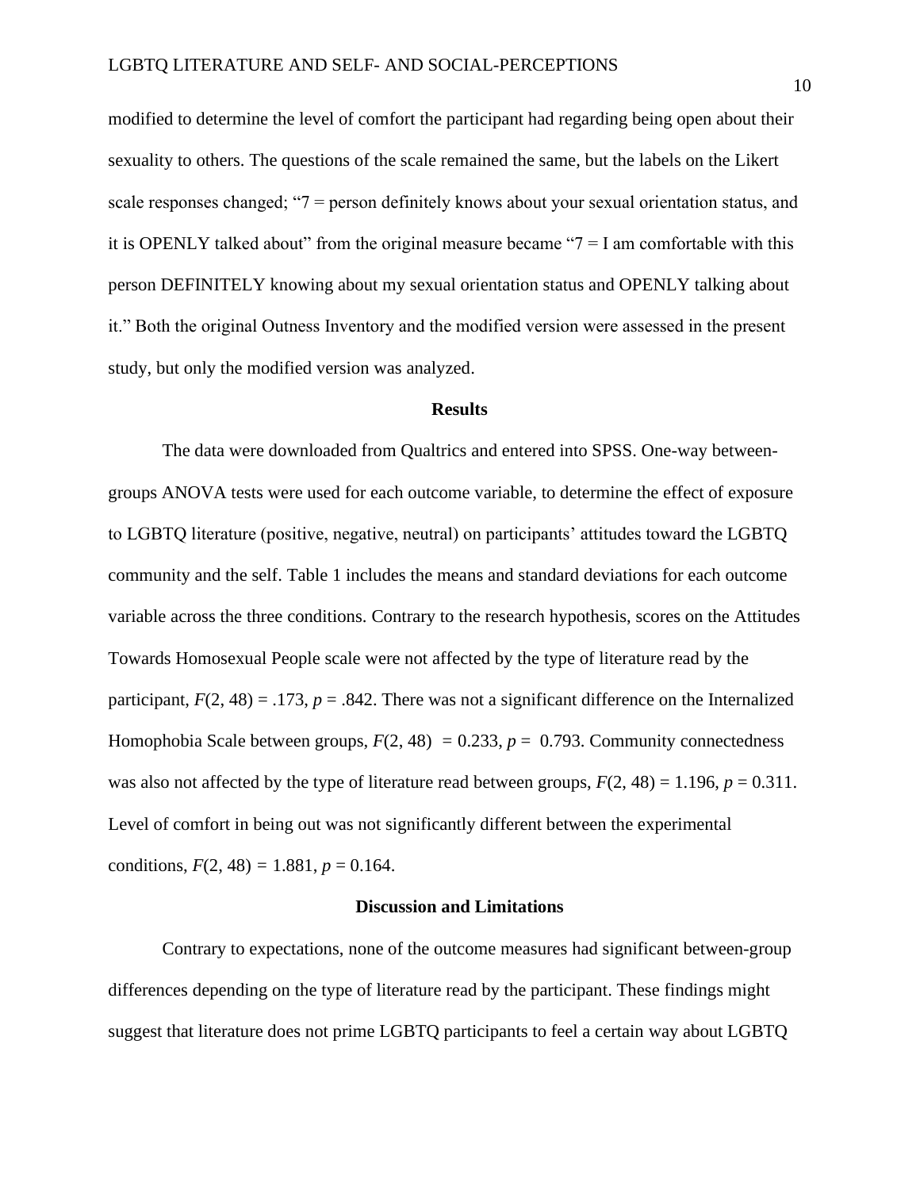modified to determine the level of comfort the participant had regarding being open about their sexuality to others. The questions of the scale remained the same, but the labels on the Likert scale responses changed; "7 = person definitely knows about your sexual orientation status, and it is OPENLY talked about" from the original measure became "7 = I am comfortable with this person DEFINITELY knowing about my sexual orientation status and OPENLY talking about it." Both the original Outness Inventory and the modified version were assessed in the present study, but only the modified version was analyzed.

## Results

The data were downloaded from Qualtrics and entered into SPSS. One-way between-groups ANOVA tests were used for each outcome variable, to determine the effect of exposure to LGBTQ literature (positive, negative, neutral) on participants' attitudes toward the LGBTQ community and the self. Table 1 includes the means and standard deviations for each outcome variable across the three conditions. Contrary to the research hypothesis, scores on the Attitudes Towards Homosexual People scale were not affected by the type of literature read by the participant, $F(2, 48) = .173$, $p = .842$. There was not a significant difference on the Internalized Homophobia Scale between groups, $F(2, 48) = 0.233$, $p = 0.793$. Community connectedness was also not affected by the type of literature read between groups, $F(2, 48) = 1.196$, $p = 0.311$. Level of comfort in being out was not significantly different between the experimental conditions, $F(2, 48) = 1.881$, $p = 0.164$.

## Discussion and Limitations

Contrary to expectations, none of the outcome measures had significant between-group differences depending on the type of literature read by the participant. These findings might suggest that literature does not prime LGBTQ participants to feel a certain way about LGBTQ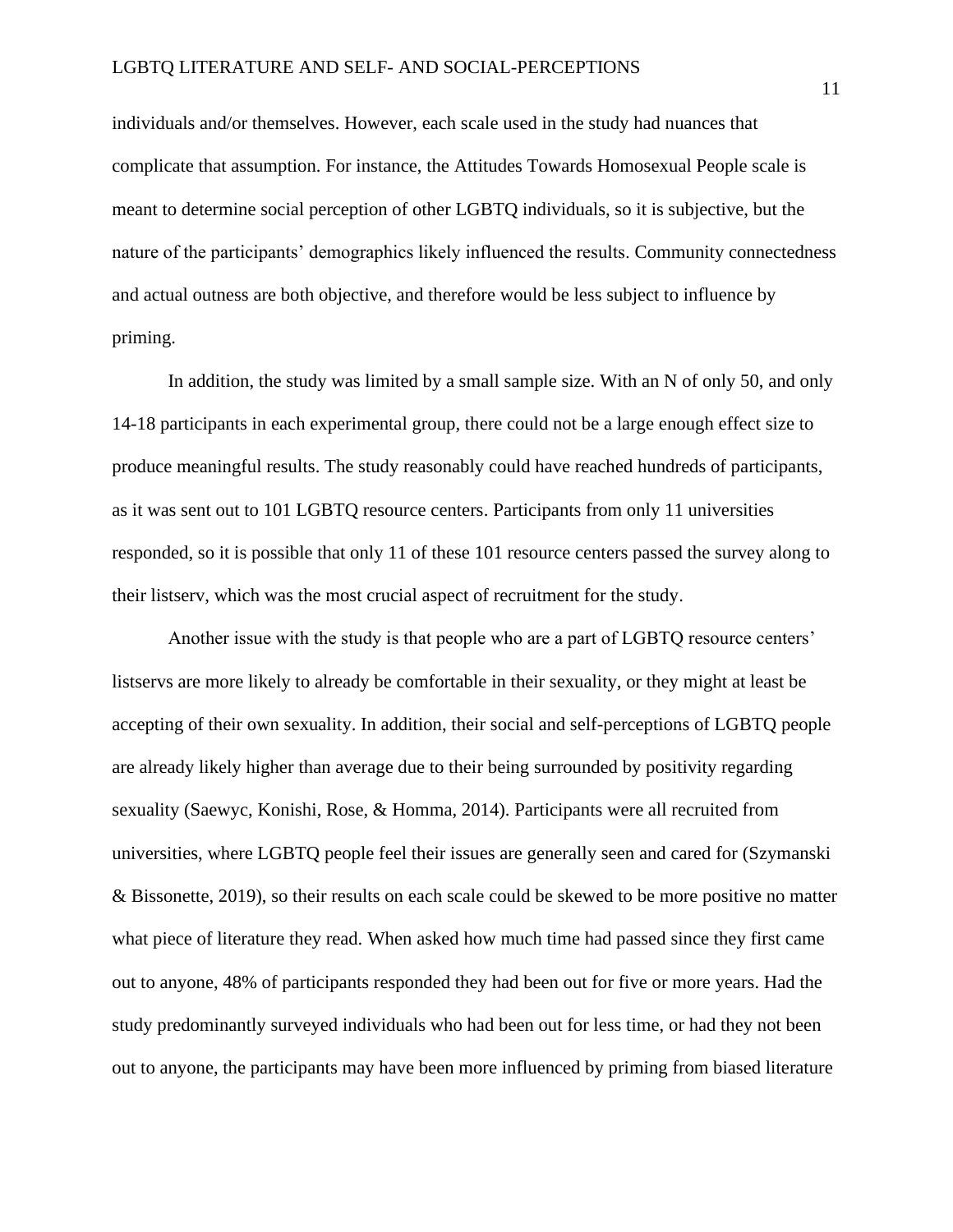individuals and/or themselves. However, each scale used in the study had nuances that complicate that assumption. For instance, the Attitudes Towards Homosexual People scale is meant to determine social perception of other LGBTQ individuals, so it is subjective, but the nature of the participants' demographics likely influenced the results. Community connectedness and actual outness are both objective, and therefore would be less subject to influence by priming.

In addition, the study was limited by a small sample size. With an N of only 50, and only 14-18 participants in each experimental group, there could not be a large enough effect size to produce meaningful results. The study reasonably could have reached hundreds of participants, as it was sent out to 101 LGBTQ resource centers. Participants from only 11 universities responded, so it is possible that only 11 of these 101 resource centers passed the survey along to their listserv, which was the most crucial aspect of recruitment for the study.

Another issue with the study is that people who are a part of LGBTQ resource centers' listservs are more likely to already be comfortable in their sexuality, or they might at least be accepting of their own sexuality. In addition, their social and self-perceptions of LGBTQ people are already likely higher than average due to their being surrounded by positivity regarding sexuality (Saewyc, Konishi, Rose, & Homma, 2014). Participants were all recruited from universities, where LGBTQ people feel their issues are generally seen and cared for (Szymanski & Bissonette, 2019), so their results on each scale could be skewed to be more positive no matter what piece of literature they read. When asked how much time had passed since they first came out to anyone, 48% of participants responded they had been out for five or more years. Had the study predominantly surveyed individuals who had been out for less time, or had they not been out to anyone, the participants may have been more influenced by priming from biased literature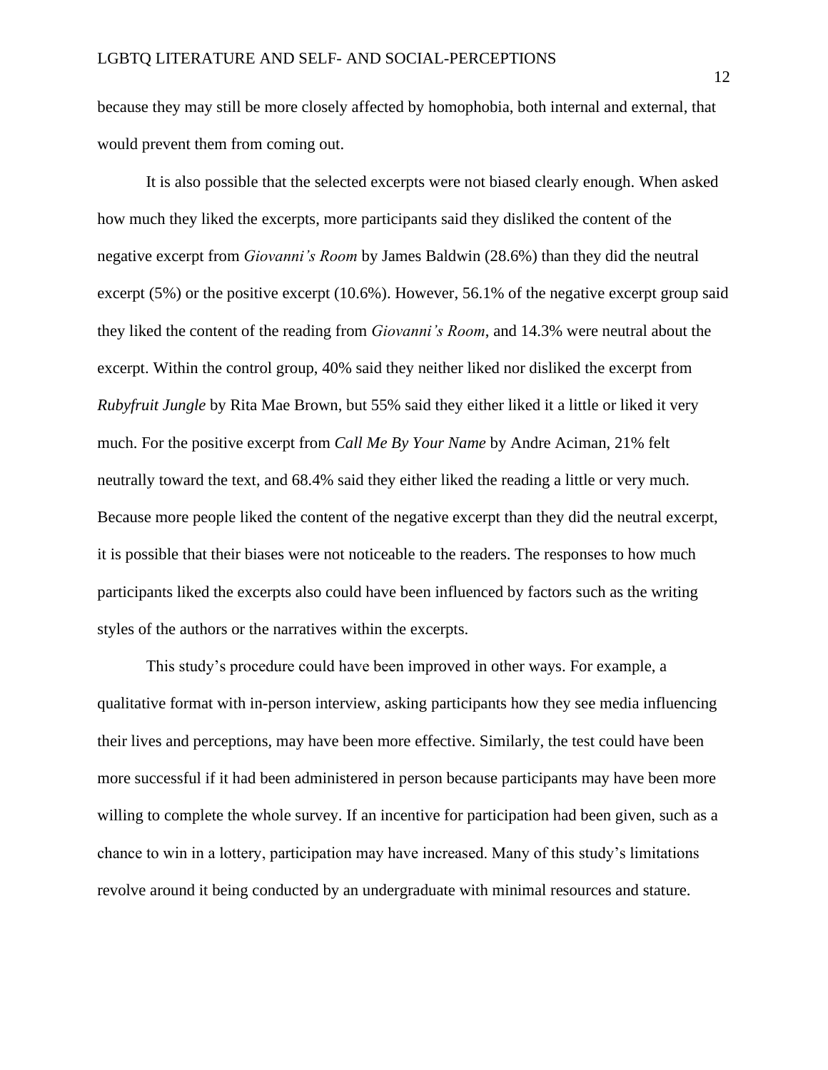because they may still be more closely affected by homophobia, both internal and external, that would prevent them from coming out.

It is also possible that the selected excerpts were not biased clearly enough. When asked how much they liked the excerpts, more participants said they disliked the content of the negative excerpt from *Giovanni's Room* by James Baldwin (28.6%) than they did the neutral excerpt (5%) or the positive excerpt (10.6%). However, 56.1% of the negative excerpt group said they liked the content of the reading from *Giovanni's Room*, and 14.3% were neutral about the excerpt. Within the control group, 40% said they neither liked nor disliked the excerpt from *Rubyfruit Jungle* by Rita Mae Brown, but 55% said they either liked it a little or liked it very much. For the positive excerpt from *Call Me By Your Name* by Andre Aciman, 21% felt neutrally toward the text, and 68.4% said they either liked the reading a little or very much. Because more people liked the content of the negative excerpt than they did the neutral excerpt, it is possible that their biases were not noticeable to the readers. The responses to how much participants liked the excerpts also could have been influenced by factors such as the writing styles of the authors or the narratives within the excerpts.

This study's procedure could have been improved in other ways. For example, a qualitative format with in-person interview, asking participants how they see media influencing their lives and perceptions, may have been more effective. Similarly, the test could have been more successful if it had been administered in person because participants may have been more willing to complete the whole survey. If an incentive for participation had been given, such as a chance to win in a lottery, participation may have increased. Many of this study's limitations revolve around it being conducted by an undergraduate with minimal resources and stature.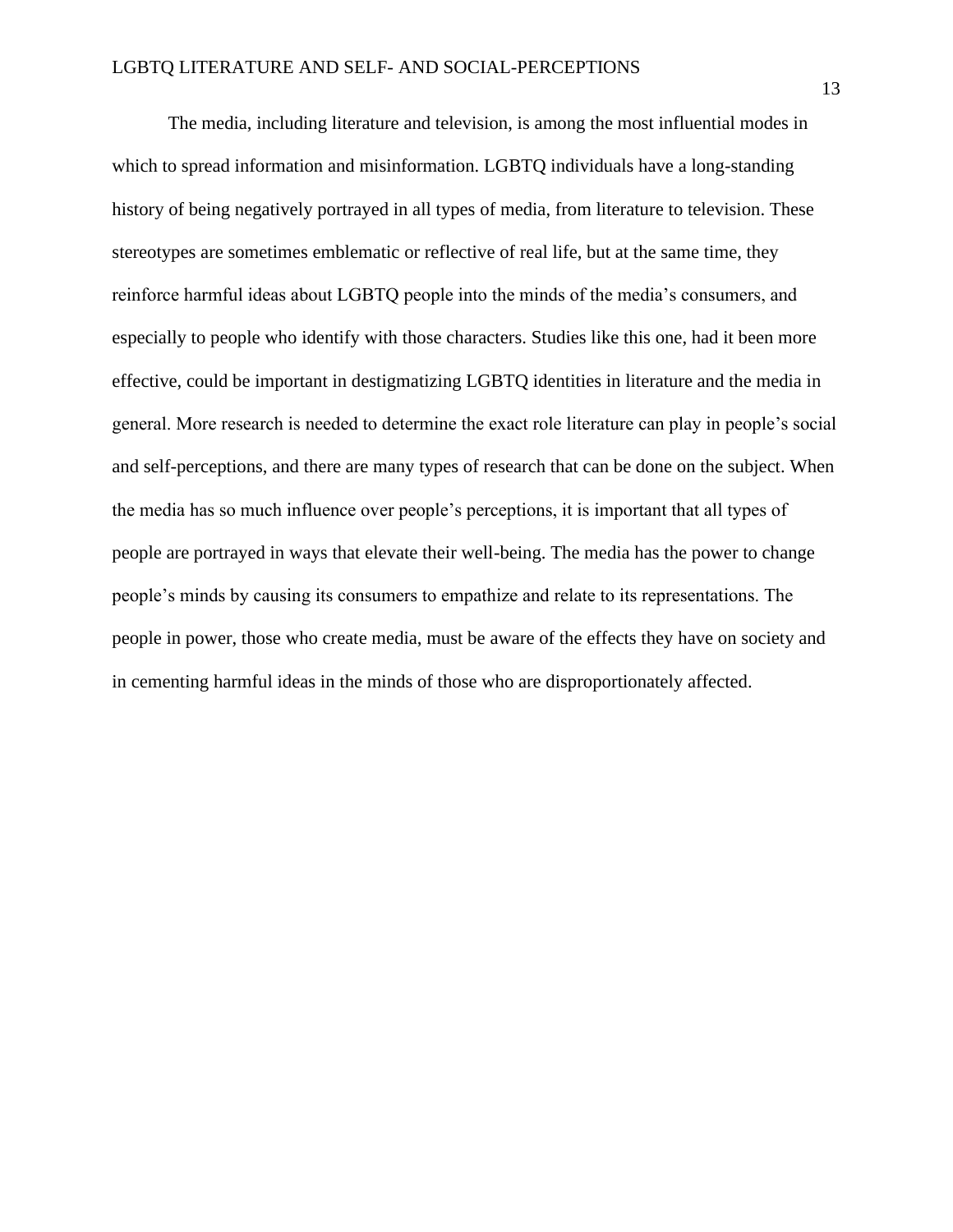The media, including literature and television, is among the most influential modes in which to spread information and misinformation. LGBTQ individuals have a long-standing history of being negatively portrayed in all types of media, from literature to television. These stereotypes are sometimes emblematic or reflective of real life, but at the same time, they reinforce harmful ideas about LGBTQ people into the minds of the media's consumers, and especially to people who identify with those characters. Studies like this one, had it been more effective, could be important in destigmatizing LGBTQ identities in literature and the media in general. More research is needed to determine the exact role literature can play in people's social and self-perceptions, and there are many types of research that can be done on the subject. When the media has so much influence over people's perceptions, it is important that all types of people are portrayed in ways that elevate their well-being. The media has the power to change people's minds by causing its consumers to empathize and relate to its representations. The people in power, those who create media, must be aware of the effects they have on society and in cementing harmful ideas in the minds of those who are disproportionately affected.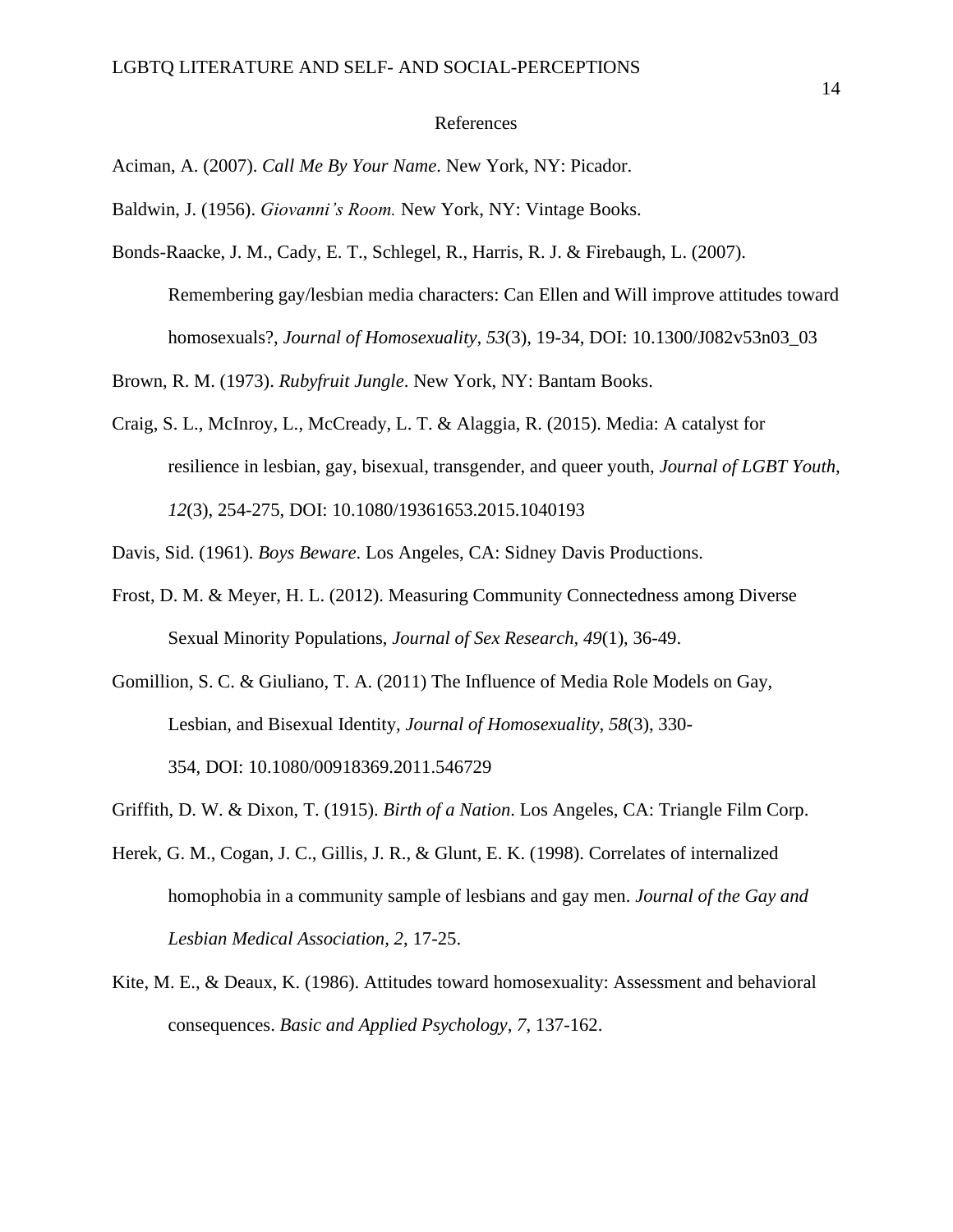# References

Aciman, A. (2007). *Call Me By Your Name*. New York, NY: Picador.

Baldwin, J. (1956). *Giovanni's Room.* New York, NY: Vintage Books.

Bonds-Raacke, J. M., Cady, E. T., Schlegel, R., Harris, R. J. & Firebaugh, L. (2007). Remembering gay/lesbian media characters: Can Ellen and Will improve attitudes toward homosexuals?, *Journal of Homosexuality, 53*(3), 19-34, DOI: 10.1300/J082v53n03_03

Brown, R. M. (1973). *Rubyfruit Jungle*. New York, NY: Bantam Books.

Craig, S. L., McInroy, L., McCready, L. T. & Alaggia, R. (2015). Media: A catalyst for resilience in lesbian, gay, bisexual, transgender, and queer youth, *Journal of LGBT Youth, 12*(3), 254-275, DOI: 10.1080/19361653.2015.1040193

Davis, Sid. (1961). *Boys Beware*. Los Angeles, CA: Sidney Davis Productions.

Frost, D. M. & Meyer, H. L. (2012). Measuring Community Connectedness among Diverse Sexual Minority Populations, *Journal of Sex Research, 49*(1), 36-49.

Gomillion, S. C. & Giuliano, T. A. (2011) The Influence of Media Role Models on Gay, Lesbian, and Bisexual Identity, *Journal of Homosexuality, 58*(3), 330-354, DOI: 10.1080/00918369.2011.546729

Griffith, D. W. & Dixon, T. (1915). *Birth of a Nation*. Los Angeles, CA: Triangle Film Corp.

Herek, G. M., Cogan, J. C., Gillis, J. R., & Glunt, E. K. (1998). Correlates of internalized homophobia in a community sample of lesbians and gay men. *Journal of the Gay and Lesbian Medical Association, 2*, 17-25.

Kite, M. E., & Deaux, K. (1986). Attitudes toward homosexuality: Assessment and behavioral consequences. *Basic and Applied Psychology, 7*, 137-162.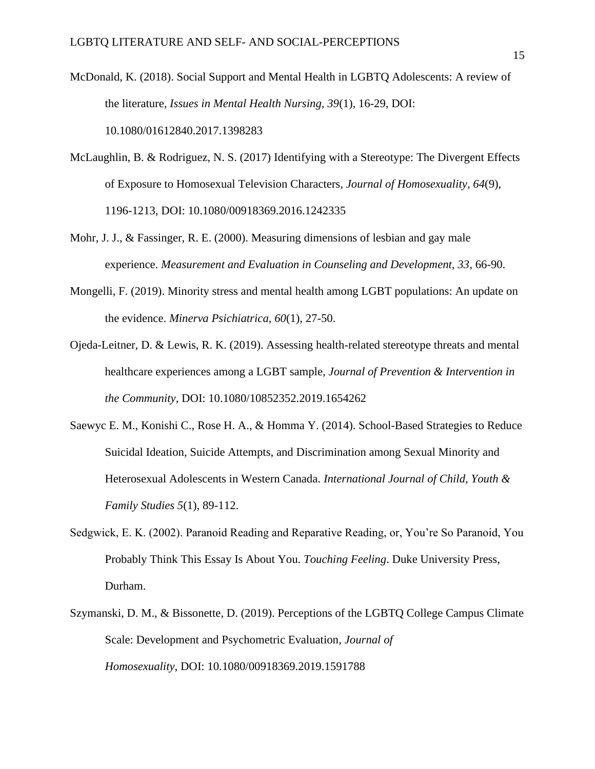McDonald, K. (2018). Social Support and Mental Health in LGBTQ Adolescents: A review of the literature, *Issues in Mental Health Nursing, 39*(1), 16-29, DOI: 10.1080/01612840.2017.1398283

McLaughlin, B. & Rodriguez, N. S. (2017) Identifying with a Stereotype: The Divergent Effects of Exposure to Homosexual Television Characters, *Journal of Homosexuality, 64*(9), 1196-1213, DOI: 10.1080/00918369.2016.1242335

Mohr, J. J., & Fassinger, R. E. (2000). Measuring dimensions of lesbian and gay male experience. *Measurement and Evaluation in Counseling and Development, 33*, 66-90.

Mongelli, F. (2019). Minority stress and mental health among LGBT populations: An update on the evidence. *Minerva Psichiatrica*, *60*(1), 27-50.

Ojeda-Leitner, D. & Lewis, R. K. (2019). Assessing health-related stereotype threats and mental healthcare experiences among a LGBT sample, *Journal of Prevention & Intervention in the Community*, DOI: 10.1080/10852352.2019.1654262

Saewyc E. M., Konishi C., Rose H. A., & Homma Y. (2014). School-Based Strategies to Reduce Suicidal Ideation, Suicide Attempts, and Discrimination among Sexual Minority and Heterosexual Adolescents in Western Canada. *International Journal of Child, Youth & Family Studies 5*(1), 89-112.

Sedgwick, E. K. (2002). Paranoid Reading and Reparative Reading, or, You're So Paranoid, You Probably Think This Essay Is About You. *Touching Feeling*. Duke University Press, Durham.

Szymanski, D. M., & Bissonette, D. (2019). Perceptions of the LGBTQ College Campus Climate Scale: Development and Psychometric Evaluation, *Journal of Homosexuality*, DOI: 10.1080/00918369.2019.1591788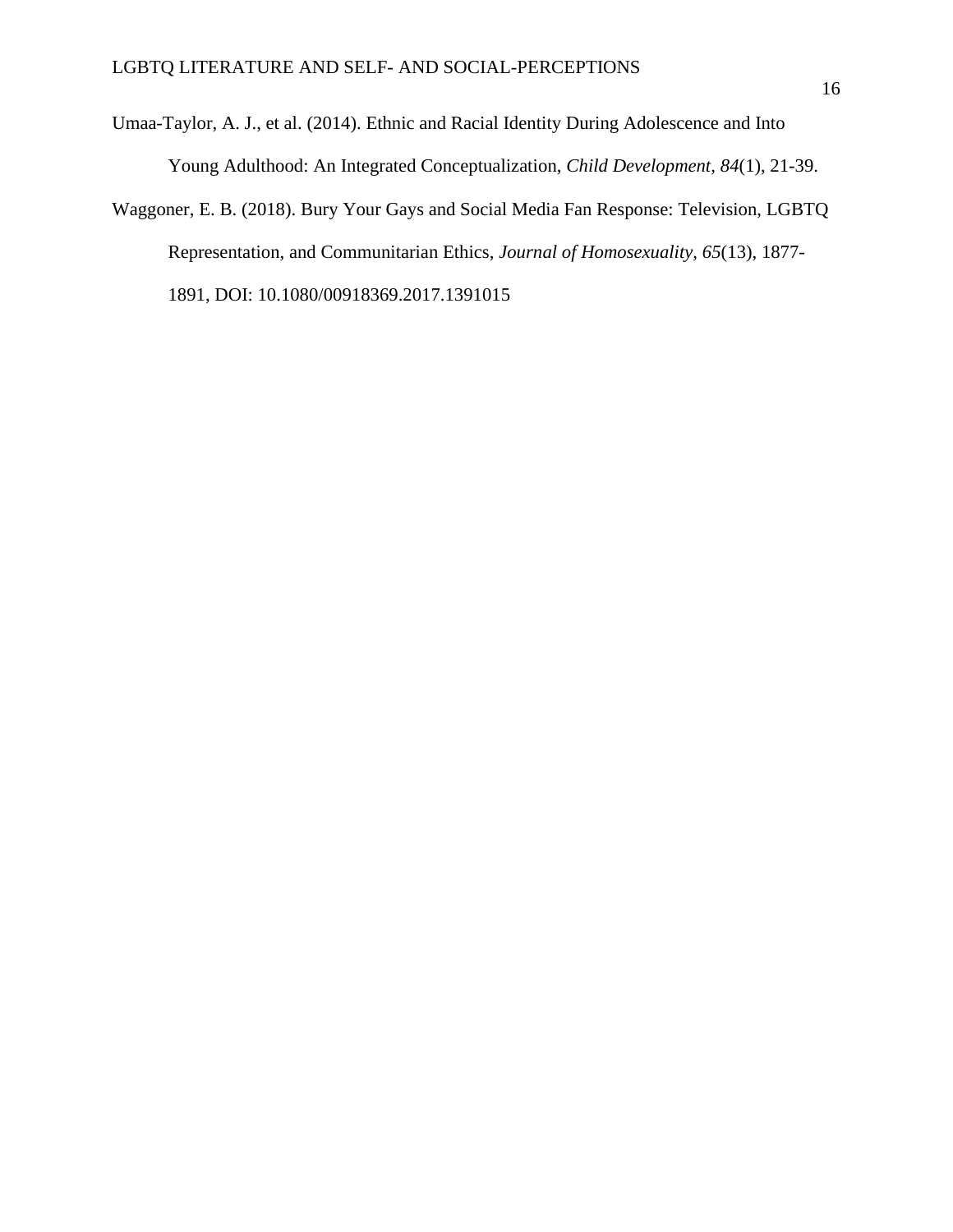Umaa-Taylor, A. J., et al. (2014). Ethnic and Racial Identity During Adolescence and Into Young Adulthood: An Integrated Conceptualization, *Child Development, 84*(1), 21-39.

Waggoner, E. B. (2018). Bury Your Gays and Social Media Fan Response: Television, LGBTQ Representation, and Communitarian Ethics, *Journal of Homosexuality, 65*(13), 1877-1891, DOI: 10.1080/00918369.2017.1391015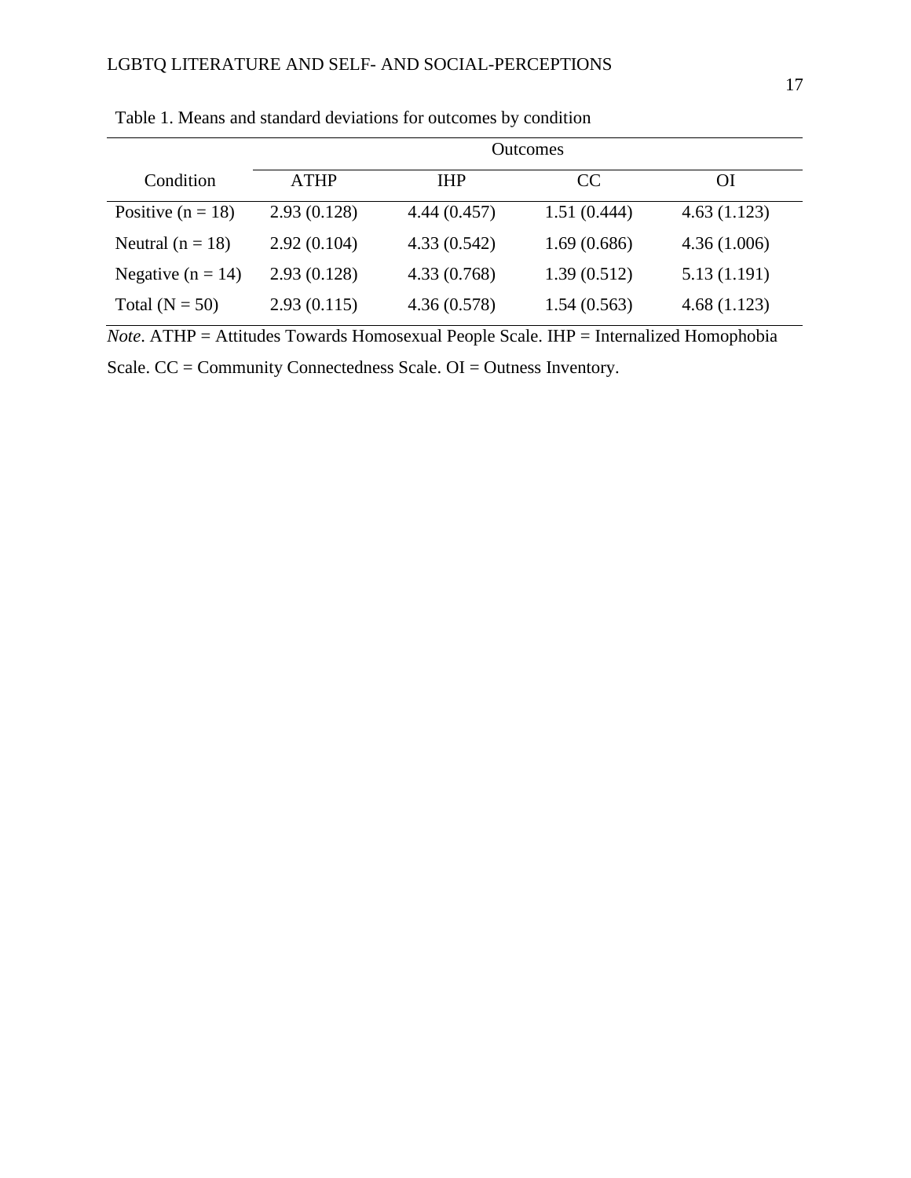Table 1. Means and standard deviations for outcomes by condition

| Condition | Outcomes | | | |
|---|---|---|---|---|
| | ATHP | IHP | CC | OI |
| Positive (n = 18) | 2.93 (0.128) | 4.44 (0.457) | 1.51 (0.444) | 4.63 (1.123) |
| Neutral (n = 18) | 2.92 (0.104) | 4.33 (0.542) | 1.69 (0.686) | 4.36 (1.006) |
| Negative (n = 14) | 2.93 (0.128) | 4.33 (0.768) | 1.39 (0.512) | 5.13 (1.191) |
| Total (N = 50) | 2.93 (0.115) | 4.36 (0.578) | 1.54 (0.563) | 4.68 (1.123) |

*Note*. ATHP = Attitudes Towards Homosexual People Scale. IHP = Internalized Homophobia Scale. CC = Community Connectedness Scale. OI = Outness Inventory.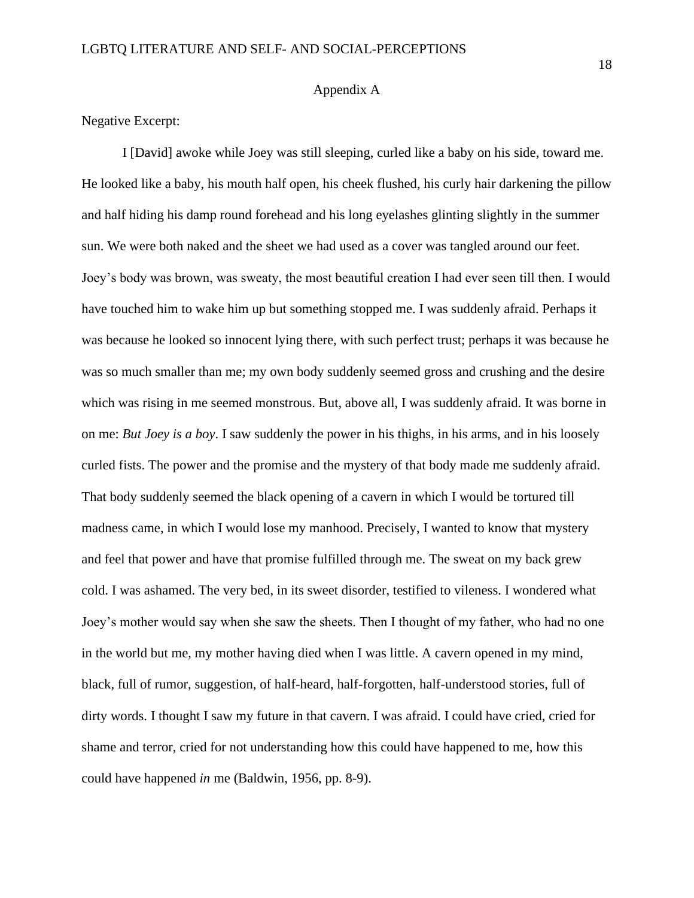## Appendix A

Negative Excerpt:

I [David] awoke while Joey was still sleeping, curled like a baby on his side, toward me. He looked like a baby, his mouth half open, his cheek flushed, his curly hair darkening the pillow and half hiding his damp round forehead and his long eyelashes glinting slightly in the summer sun. We were both naked and the sheet we had used as a cover was tangled around our feet. Joey's body was brown, was sweaty, the most beautiful creation I had ever seen till then. I would have touched him to wake him up but something stopped me. I was suddenly afraid. Perhaps it was because he looked so innocent lying there, with such perfect trust; perhaps it was because he was so much smaller than me; my own body suddenly seemed gross and crushing and the desire which was rising in me seemed monstrous. But, above all, I was suddenly afraid. It was borne in on me: *But Joey is a boy*. I saw suddenly the power in his thighs, in his arms, and in his loosely curled fists. The power and the promise and the mystery of that body made me suddenly afraid. That body suddenly seemed the black opening of a cavern in which I would be tortured till madness came, in which I would lose my manhood. Precisely, I wanted to know that mystery and feel that power and have that promise fulfilled through me. The sweat on my back grew cold. I was ashamed. The very bed, in its sweet disorder, testified to vileness. I wondered what Joey's mother would say when she saw the sheets. Then I thought of my father, who had no one in the world but me, my mother having died when I was little. A cavern opened in my mind, black, full of rumor, suggestion, of half-heard, half-forgotten, half-understood stories, full of dirty words. I thought I saw my future in that cavern. I was afraid. I could have cried, cried for shame and terror, cried for not understanding how this could have happened to me, how this could have happened *in* me (Baldwin, 1956, pp. 8-9).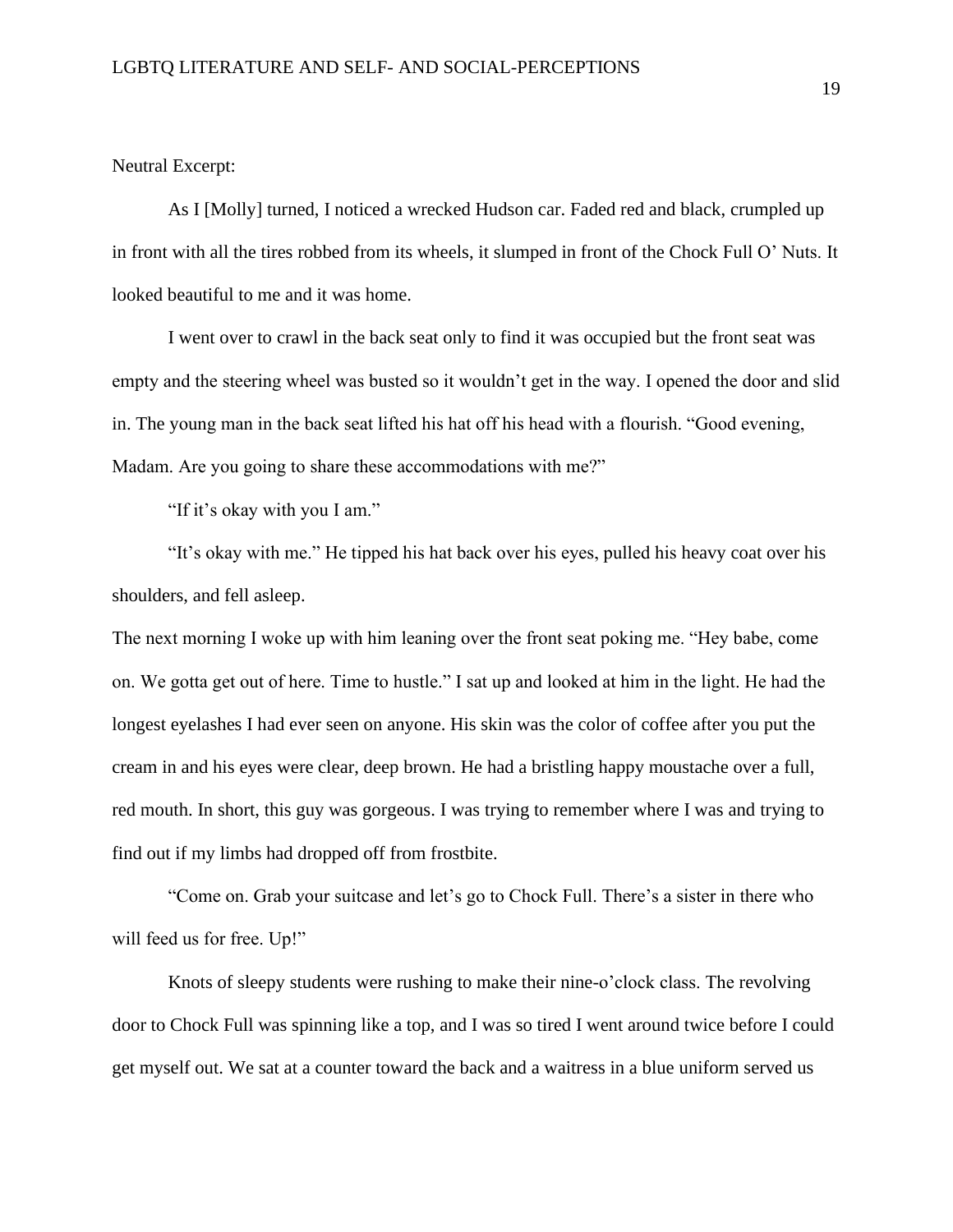Neutral Excerpt:

As I [Molly] turned, I noticed a wrecked Hudson car. Faded red and black, crumpled up in front with all the tires robbed from its wheels, it slumped in front of the Chock Full O' Nuts. It looked beautiful to me and it was home.

I went over to crawl in the back seat only to find it was occupied but the front seat was empty and the steering wheel was busted so it wouldn't get in the way. I opened the door and slid in. The young man in the back seat lifted his hat off his head with a flourish. "Good evening, Madam. Are you going to share these accommodations with me?"

"If it's okay with you I am."

"It's okay with me." He tipped his hat back over his eyes, pulled his heavy coat over his shoulders, and fell asleep.

The next morning I woke up with him leaning over the front seat poking me. "Hey babe, come on. We gotta get out of here. Time to hustle." I sat up and looked at him in the light. He had the longest eyelashes I had ever seen on anyone. His skin was the color of coffee after you put the cream in and his eyes were clear, deep brown. He had a bristling happy moustache over a full, red mouth. In short, this guy was gorgeous. I was trying to remember where I was and trying to find out if my limbs had dropped off from frostbite.

"Come on. Grab your suitcase and let's go to Chock Full. There's a sister in there who will feed us for free. Up!"

Knots of sleepy students were rushing to make their nine-o'clock class. The revolving door to Chock Full was spinning like a top, and I was so tired I went around twice before I could get myself out. We sat at a counter toward the back and a waitress in a blue uniform served us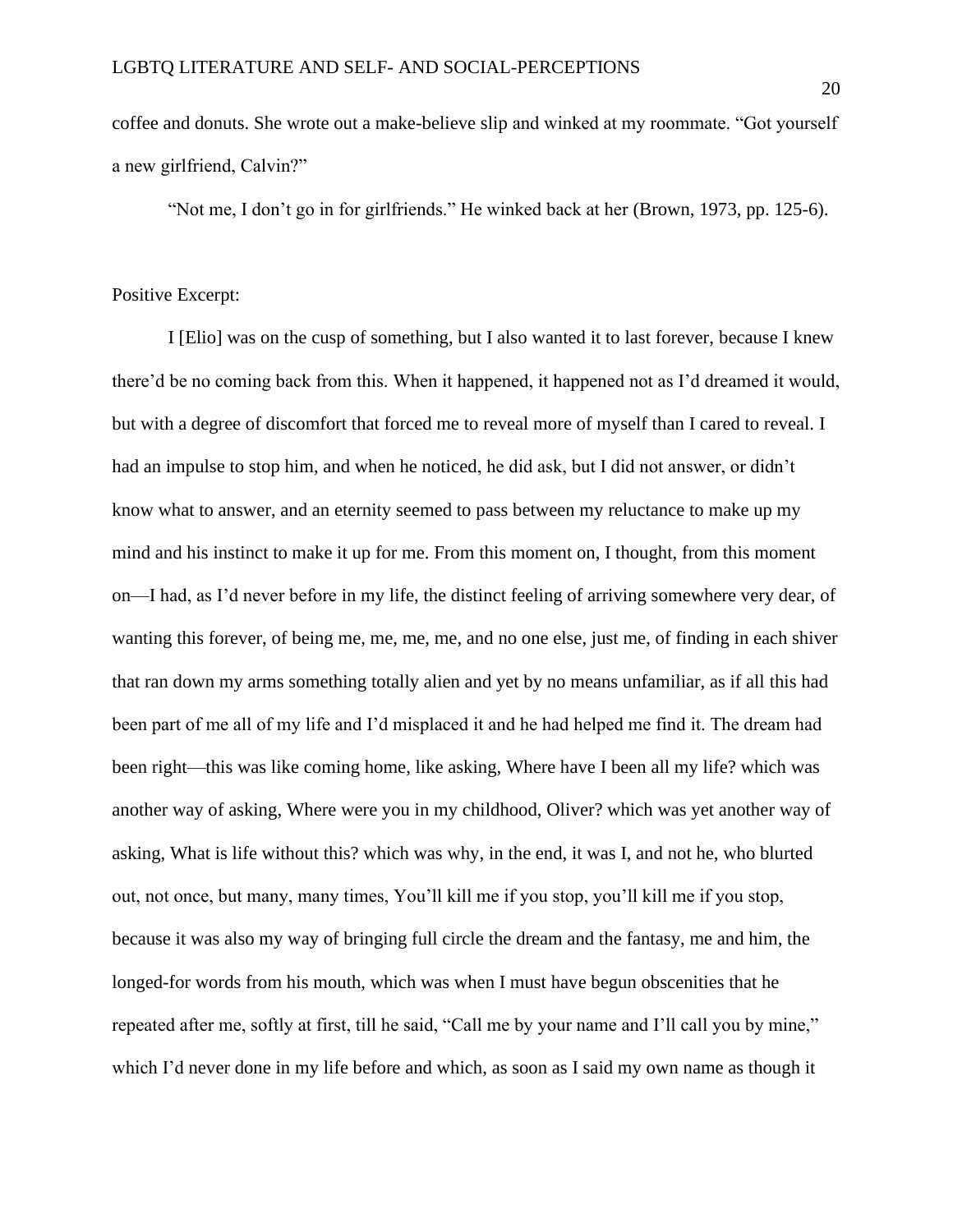coffee and donuts. She wrote out a make-believe slip and winked at my roommate. “Got yourself a new girlfriend, Calvin?”

“Not me, I don’t go in for girlfriends.” He winked back at her (Brown, 1973, pp. 125-6).

Positive Excerpt:

I [Elio] was on the cusp of something, but I also wanted it to last forever, because I knew there’d be no coming back from this. When it happened, it happened not as I’d dreamed it would, but with a degree of discomfort that forced me to reveal more of myself than I cared to reveal. I had an impulse to stop him, and when he noticed, he did ask, but I did not answer, or didn’t know what to answer, and an eternity seemed to pass between my reluctance to make up my mind and his instinct to make it up for me. From this moment on, I thought, from this moment on—I had, as I’d never before in my life, the distinct feeling of arriving somewhere very dear, of wanting this forever, of being me, me, me, me, and no one else, just me, of finding in each shiver that ran down my arms something totally alien and yet by no means unfamiliar, as if all this had been part of me all of my life and I’d misplaced it and he had helped me find it. The dream had been right—this was like coming home, like asking, Where have I been all my life? which was another way of asking, Where were you in my childhood, Oliver? which was yet another way of asking, What is life without this? which was why, in the end, it was I, and not he, who blurted out, not once, but many, many times, You’ll kill me if you stop, you’ll kill me if you stop, because it was also my way of bringing full circle the dream and the fantasy, me and him, the longed-for words from his mouth, which was when I must have begun obscenities that he repeated after me, softly at first, till he said, “Call me by your name and I’ll call you by mine,” which I’d never done in my life before and which, as soon as I said my own name as though it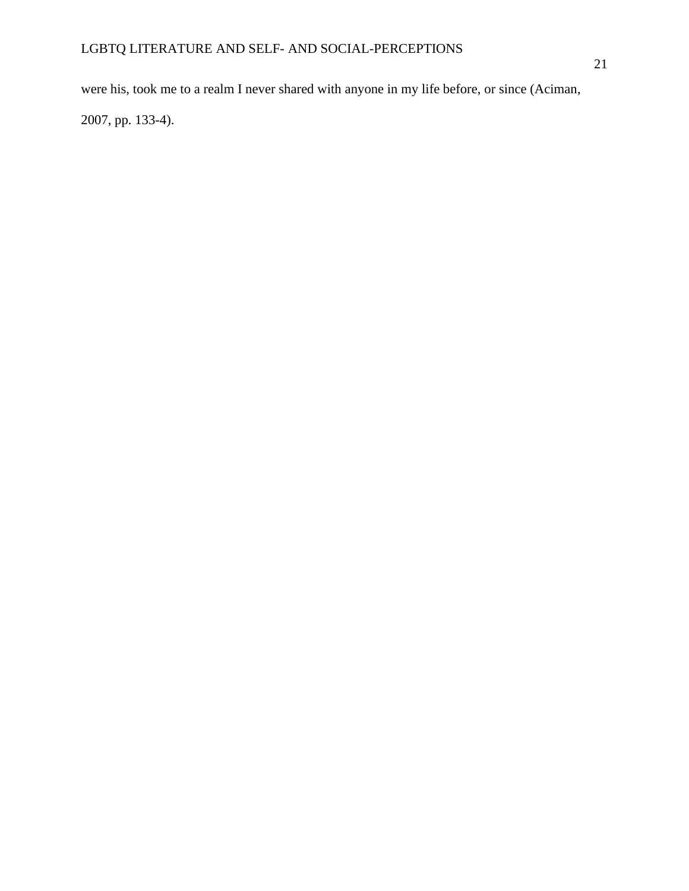were his, took me to a realm I never shared with anyone in my life before, or since (Aciman, 2007, pp. 133-4).